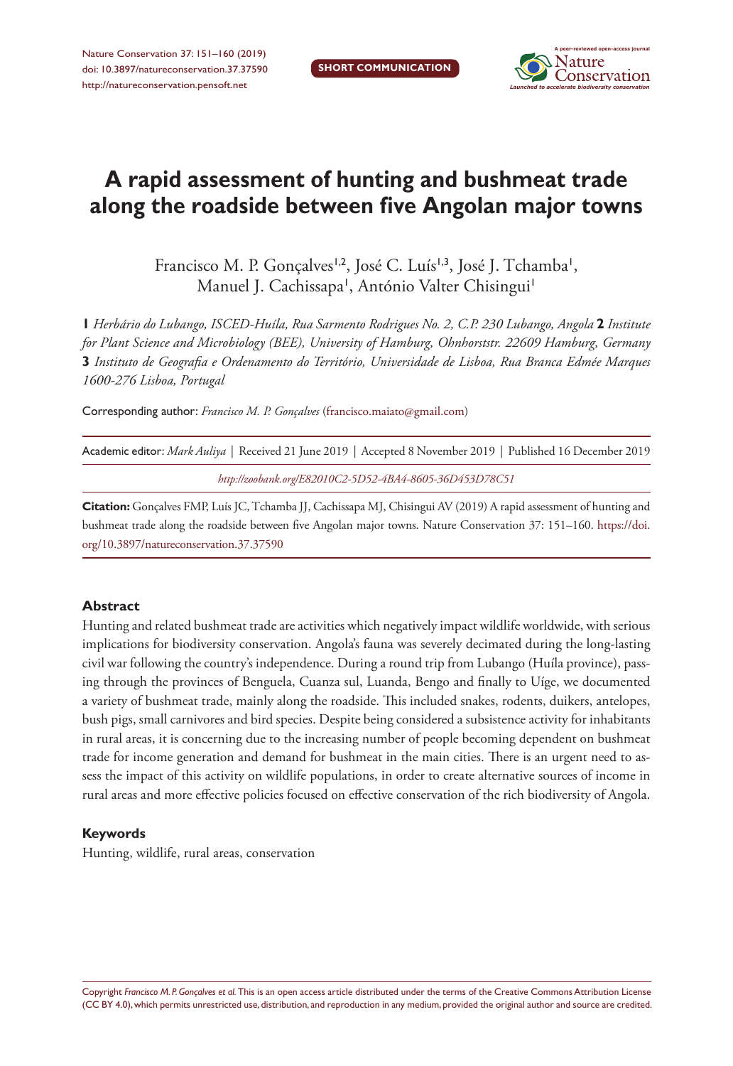SHORT COMMUNICATION

# A rapid assessment of hunting and bushmeat trade along the roadside between five Angolan major towns

Francisco M. P. Gonçalves[1,2], José C. Luís[1,3], José J. Tchamba[1], Manuel J. Cachissapa[1], António Valter Chisingui[1]

**1** *Herbário do Lubango, ISCED-Huíla, Rua Sarmento Rodrigues No. 2, C.P. 230 Lubango, Angola* **2** *Institute for Plant Science and Microbiology (BEE), University of Hamburg, Ohnhorststr. 22609 Hamburg, Germany* **3** *Instituto de Geografia e Ordenamento do Território, Universidade de Lisboa, Rua Branca Edmée Marques 1600-276 Lisboa, Portugal*

Corresponding author: *Francisco M. P. Gonçalves* (francisco.maiato@gmail.com)

Academic editor: *Mark Auliya* | Received 21 June 2019 | Accepted 8 November 2019 | Published 16 December 2019

*http://zoobank.org/E82010C2-5D52-4BA4-8605-36D453D78C51*

**Citation:** Gonçalves FMP, Luís JC, Tchamba JJ, Cachissapa MJ, Chisingui AV (2019) A rapid assessment of hunting and bushmeat trade along the roadside between five Angolan major towns. Nature Conservation 37: 151–160. https://doi.org/10.3897/natureconservation.37.37590

### Abstract

Hunting and related bushmeat trade are activities which negatively impact wildlife worldwide, with serious implications for biodiversity conservation. Angola's fauna was severely decimated during the long-lasting civil war following the country's independence. During a round trip from Lubango (Huíla province), passing through the provinces of Benguela, Cuanza sul, Luanda, Bengo and finally to Uíge, we documented a variety of bushmeat trade, mainly along the roadside. This included snakes, rodents, duikers, antelopes, bush pigs, small carnivores and bird species. Despite being considered a subsistence activity for inhabitants in rural areas, it is concerning due to the increasing number of people becoming dependent on bushmeat trade for income generation and demand for bushmeat in the main cities. There is an urgent need to assess the impact of this activity on wildlife populations, in order to create alternative sources of income in rural areas and more effective policies focused on effective conservation of the rich biodiversity of Angola.

### Keywords

Hunting, wildlife, rural areas, conservation

Copyright *Francisco M. P. Gonçalves et al.* This is an open access article distributed under the terms of the Creative Commons Attribution License (CC BY 4.0), which permits unrestricted use, distribution, and reproduction in any medium, provided the original author and source are credited.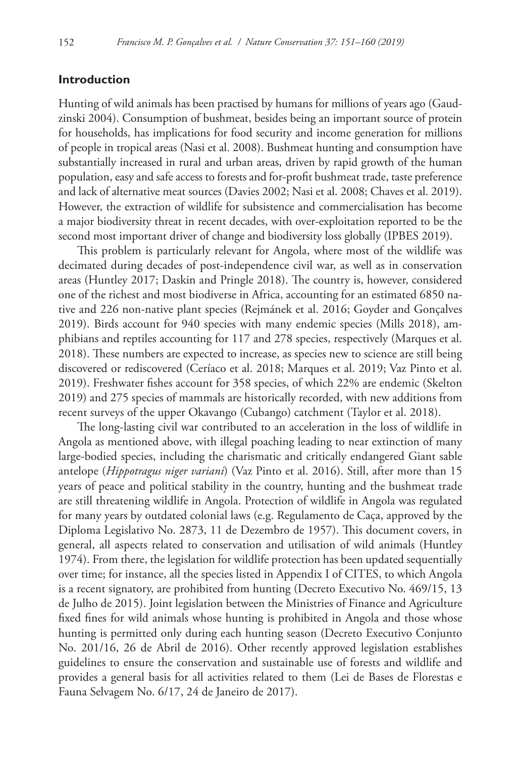## Introduction

Hunting of wild animals has been practised by humans for millions of years ago (Gaudzinski 2004). Consumption of bushmeat, besides being an important source of protein for households, has implications for food security and income generation for millions of people in tropical areas (Nasi et al. 2008). Bushmeat hunting and consumption have substantially increased in rural and urban areas, driven by rapid growth of the human population, easy and safe access to forests and for-profit bushmeat trade, taste preference and lack of alternative meat sources (Davies 2002; Nasi et al. 2008; Chaves et al. 2019). However, the extraction of wildlife for subsistence and commercialisation has become a major biodiversity threat in recent decades, with over-exploitation reported to be the second most important driver of change and biodiversity loss globally (IPBES 2019).

This problem is particularly relevant for Angola, where most of the wildlife was decimated during decades of post-independence civil war, as well as in conservation areas (Huntley 2017; Daskin and Pringle 2018). The country is, however, considered one of the richest and most biodiverse in Africa, accounting for an estimated 6850 native and 226 non-native plant species (Rejmánek et al. 2016; Goyder and Gonçalves 2019). Birds account for 940 species with many endemic species (Mills 2018), amphibians and reptiles accounting for 117 and 278 species, respectively (Marques et al. 2018). These numbers are expected to increase, as species new to science are still being discovered or rediscovered (Ceríaco et al. 2018; Marques et al. 2019; Vaz Pinto et al. 2019). Freshwater fishes account for 358 species, of which 22% are endemic (Skelton 2019) and 275 species of mammals are historically recorded, with new additions from recent surveys of the upper Okavango (Cubango) catchment (Taylor et al. 2018).

The long-lasting civil war contributed to an acceleration in the loss of wildlife in Angola as mentioned above, with illegal poaching leading to near extinction of many large-bodied species, including the charismatic and critically endangered Giant sable antelope (*Hippotragus niger variani*) (Vaz Pinto et al. 2016). Still, after more than 15 years of peace and political stability in the country, hunting and the bushmeat trade are still threatening wildlife in Angola. Protection of wildlife in Angola was regulated for many years by outdated colonial laws (e.g. Regulamento de Caça, approved by the Diploma Legislativo No. 2873, 11 de Dezembro de 1957). This document covers, in general, all aspects related to conservation and utilisation of wild animals (Huntley 1974). From there, the legislation for wildlife protection has been updated sequentially over time; for instance, all the species listed in Appendix I of CITES, to which Angola is a recent signatory, are prohibited from hunting (Decreto Executivo No. 469/15, 13 de Julho de 2015). Joint legislation between the Ministries of Finance and Agriculture fixed fines for wild animals whose hunting is prohibited in Angola and those whose hunting is permitted only during each hunting season (Decreto Executivo Conjunto No. 201/16, 26 de Abril de 2016). Other recently approved legislation establishes guidelines to ensure the conservation and sustainable use of forests and wildlife and provides a general basis for all activities related to them (Lei de Bases de Florestas e Fauna Selvagem No. 6/17, 24 de Janeiro de 2017).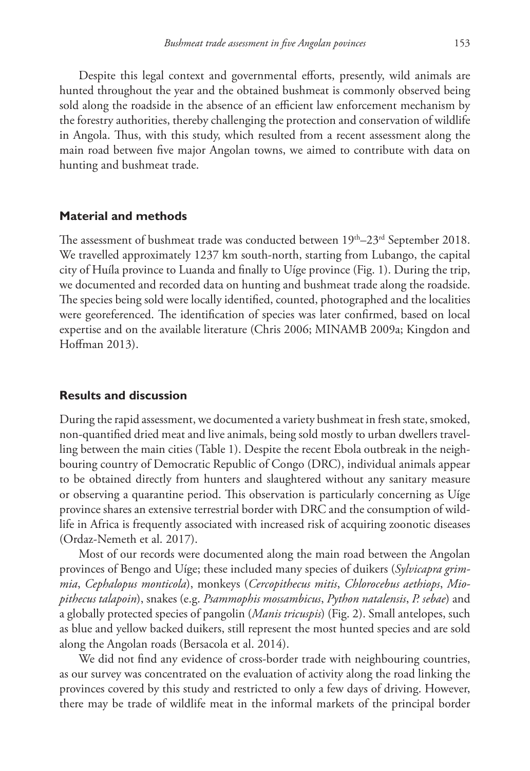Despite this legal context and governmental efforts, presently, wild animals are hunted throughout the year and the obtained bushmeat is commonly observed being sold along the roadside in the absence of an efficient law enforcement mechanism by the forestry authorities, thereby challenging the protection and conservation of wildlife in Angola. Thus, with this study, which resulted from a recent assessment along the main road between five major Angolan towns, we aimed to contribute with data on hunting and bushmeat trade.

## Material and methods

The assessment of bushmeat trade was conducted between 19th–23rd September 2018. We travelled approximately 1237 km south-north, starting from Lubango, the capital city of Huíla province to Luanda and finally to Uíge province (Fig. 1). During the trip, we documented and recorded data on hunting and bushmeat trade along the roadside. The species being sold were locally identified, counted, photographed and the localities were georeferenced. The identification of species was later confirmed, based on local expertise and on the available literature (Chris 2006; MINAMB 2009a; Kingdon and Hoffman 2013).

## Results and discussion

During the rapid assessment, we documented a variety bushmeat in fresh state, smoked, non-quantified dried meat and live animals, being sold mostly to urban dwellers travelling between the main cities (Table 1). Despite the recent Ebola outbreak in the neighbouring country of Democratic Republic of Congo (DRC), individual animals appear to be obtained directly from hunters and slaughtered without any sanitary measure or observing a quarantine period. This observation is particularly concerning as Uíge province shares an extensive terrestrial border with DRC and the consumption of wildlife in Africa is frequently associated with increased risk of acquiring zoonotic diseases (Ordaz-Nemeth et al. 2017).

Most of our records were documented along the main road between the Angolan provinces of Bengo and Uíge; these included many species of duikers (*Sylvicapra grimmia*, *Cephalopus monticola*), monkeys (*Cercopithecus mitis*, *Chlorocebus aethiops*, *Miopithecus talapoin*), snakes (e.g. *Psammophis mossambicus*, *Python natalensis*, *P. sebae*) and a globally protected species of pangolin (*Manis tricuspis*) (Fig. 2). Small antelopes, such as blue and yellow backed duikers, still represent the most hunted species and are sold along the Angolan roads (Bersacola et al. 2014).

We did not find any evidence of cross-border trade with neighbouring countries, as our survey was concentrated on the evaluation of activity along the road linking the provinces covered by this study and restricted to only a few days of driving. However, there may be trade of wildlife meat in the informal markets of the principal border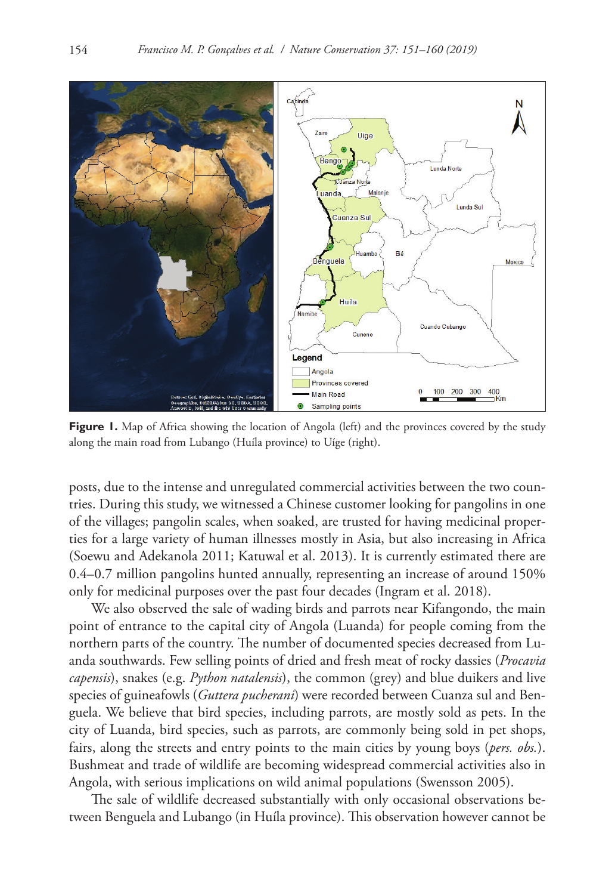**Figure 1.** Map of Africa showing the location of Angola (left) and the provinces covered by the study along the main road from Lubango (Huíla province) to Uíge (right).

posts, due to the intense and unregulated commercial activities between the two countries. During this study, we witnessed a Chinese customer looking for pangolins in one of the villages; pangolin scales, when soaked, are trusted for having medicinal properties for a large variety of human illnesses mostly in Asia, but also increasing in Africa (Soewu and Adekanola 2011; Katuwal et al. 2013). It is currently estimated there are 0.4–0.7 million pangolins hunted annually, representing an increase of around 150% only for medicinal purposes over the past four decades (Ingram et al. 2018).

We also observed the sale of wading birds and parrots near Kifangondo, the main point of entrance to the capital city of Angola (Luanda) for people coming from the northern parts of the country. The number of documented species decreased from Luanda southwards. Few selling points of dried and fresh meat of rocky dassies (*Procavia capensis*), snakes (e.g. *Python natalensis*), the common (grey) and blue duikers and live species of guineafowls (*Guttera pucherani*) were recorded between Cuanza sul and Benguela. We believe that bird species, including parrots, are mostly sold as pets. In the city of Luanda, bird species, such as parrots, are commonly being sold in pet shops, fairs, along the streets and entry points to the main cities by young boys (*pers. obs.*). Bushmeat and trade of wildlife are becoming widespread commercial activities also in Angola, with serious implications on wild animal populations (Swensson 2005).

The sale of wildlife decreased substantially with only occasional observations between Benguela and Lubango (in Huíla province). This observation however cannot be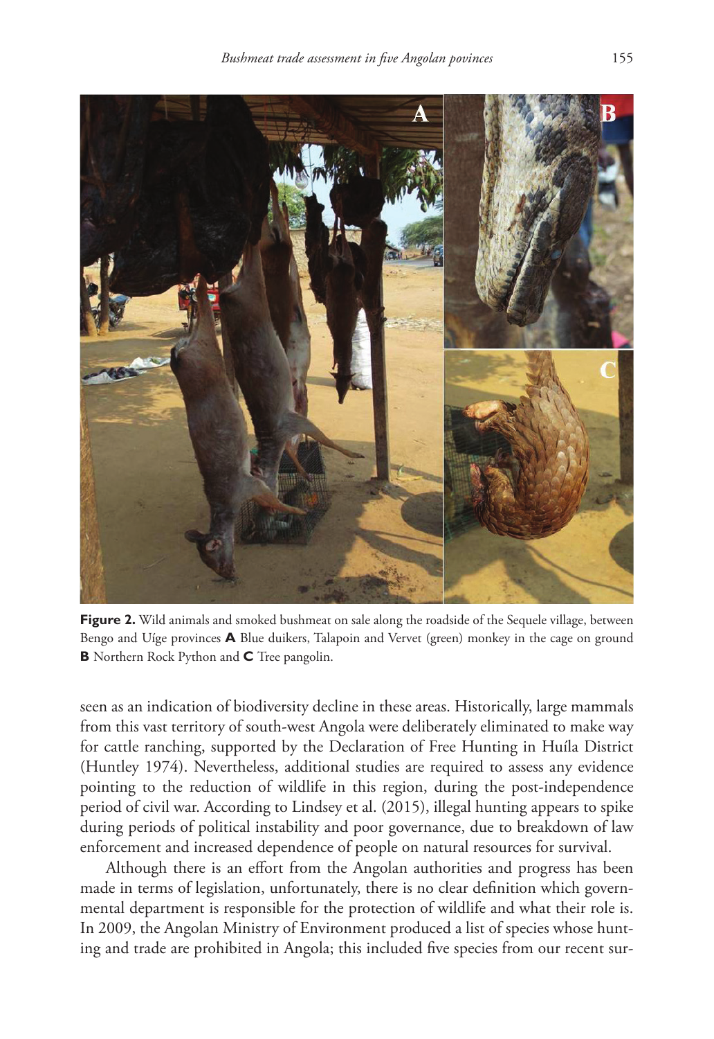**Figure 2.** Wild animals and smoked bushmeat on sale along the roadside of the Sequele village, between Bengo and Uíge provinces **A** Blue duikers, Talapoin and Vervet (green) monkey in the cage on ground **B** Northern Rock Python and **C** Tree pangolin.

seen as an indication of biodiversity decline in these areas. Historically, large mammals from this vast territory of south-west Angola were deliberately eliminated to make way for cattle ranching, supported by the Declaration of Free Hunting in Huíla District (Huntley 1974). Nevertheless, additional studies are required to assess any evidence pointing to the reduction of wildlife in this region, during the post-independence period of civil war. According to Lindsey et al. (2015), illegal hunting appears to spike during periods of political instability and poor governance, due to breakdown of law enforcement and increased dependence of people on natural resources for survival.

Although there is an effort from the Angolan authorities and progress has been made in terms of legislation, unfortunately, there is no clear definition which governmental department is responsible for the protection of wildlife and what their role is. In 2009, the Angolan Ministry of Environment produced a list of species whose hunting and trade are prohibited in Angola; this included five species from our recent sur-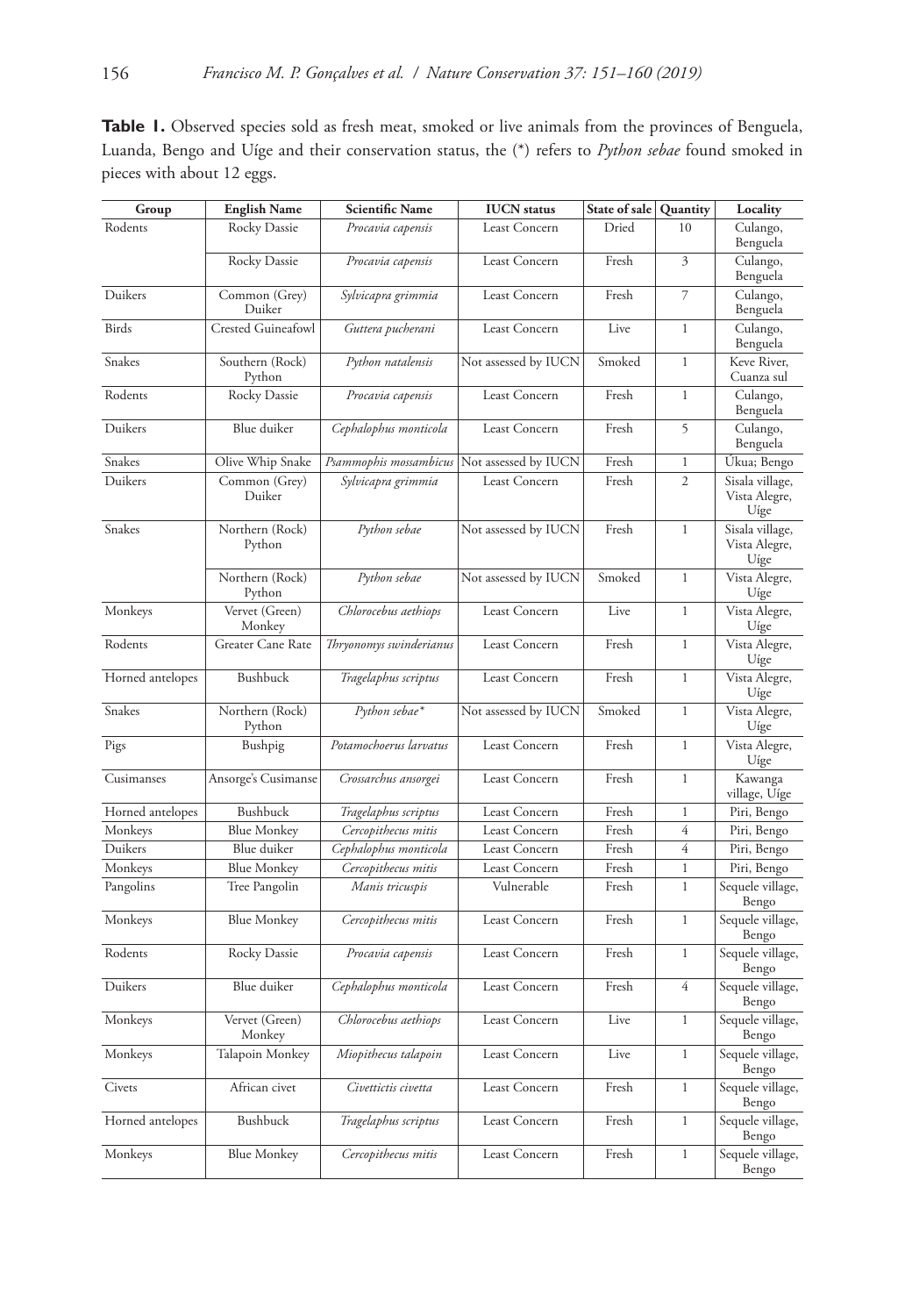**Table 1.** Observed species sold as fresh meat, smoked or live animals from the provinces of Benguela, Luanda, Bengo and Uíge and their conservation status, the (*) refers to *Python sebae* found smoked in pieces with about 12 eggs.

| Group | English Name | Scientific Name | IUCN status | State of sale | Quantity | Locality |
|---|---|---|---|---|---|---|
| Rodents | Rocky Dassie | *Procavia capensis* | Least Concern | Dried | 10 | Culango, Benguela |
| | Rocky Dassie | *Procavia capensis* | Least Concern | Fresh | 3 | Culango, Benguela |
| Duikers | Common (Grey) Duiker | *Sylvicapra grimmia* | Least Concern | Fresh | 7 | Culango, Benguela |
| Birds | Crested Guineafowl | *Guttera pucherani* | Least Concern | Live | 1 | Culango, Benguela |
| Snakes | Southern (Rock) Python | *Python natalensis* | Not assessed by IUCN | Smoked | 1 | Keve River, Cuanza sul |
| Rodents | Rocky Dassie | *Procavia capensis* | Least Concern | Fresh | 1 | Culango, Benguela |
| Duikers | Blue duiker | *Cephalophus monticola* | Least Concern | Fresh | 5 | Culango, Benguela |
| Snakes | Olive Whip Snake | *Psammophis mossambicus* | Not assessed by IUCN | Fresh | 1 | Úkua; Bengo |
| Duikers | Common (Grey) Duiker | *Sylvicapra grimmia* | Least Concern | Fresh | 2 | Sisala village, Vista Alegre, Uíge |
| Snakes | Northern (Rock) Python | *Python sebae* | Not assessed by IUCN | Fresh | 1 | Sisala village, Vista Alegre, Uíge |
| | Northern (Rock) Python | *Python sebae* | Not assessed by IUCN | Smoked | 1 | Vista Alegre, Uíge |
| Monkeys | Vervet (Green) Monkey | *Chlorocebus aethiops* | Least Concern | Live | 1 | Vista Alegre, Uíge |
| Rodents | Greater Cane Rate | *Thryonomys swinderianus* | Least Concern | Fresh | 1 | Vista Alegre, Uíge |
| Horned antelopes | Bushbuck | *Tragelaphus scriptus* | Least Concern | Fresh | 1 | Vista Alegre, Uíge |
| Snakes | Northern (Rock) Python | *Python sebae** | Not assessed by IUCN | Smoked | 1 | Vista Alegre, Uíge |
| Pigs | Bushpig | *Potamochoerus larvatus* | Least Concern | Fresh | 1 | Vista Alegre, Uíge |
| Cusimanses | Ansorge's Cusimanse | *Crossarchus ansorgei* | Least Concern | Fresh | 1 | Kawanga village, Uíge |
| Horned antelopes | Bushbuck | *Tragelaphus scriptus* | Least Concern | Fresh | 1 | Piri, Bengo |
| Monkeys | Blue Monkey | *Cercopithecus mitis* | Least Concern | Fresh | 4 | Piri, Bengo |
| Duikers | Blue duiker | *Cephalophus monticola* | Least Concern | Fresh | 4 | Piri, Bengo |
| Monkeys | Blue Monkey | *Cercopithecus mitis* | Least Concern | Fresh | 1 | Piri, Bengo |
| Pangolins | Tree Pangolin | *Manis tricuspis* | Vulnerable | Fresh | 1 | Sequele village, Bengo |
| Monkeys | Blue Monkey | *Cercopithecus mitis* | Least Concern | Fresh | 1 | Sequele village, Bengo |
| Rodents | Rocky Dassie | *Procavia capensis* | Least Concern | Fresh | 1 | Sequele village, Bengo |
| Duikers | Blue duiker | *Cephalophus monticola* | Least Concern | Fresh | 4 | Sequele village, Bengo |
| Monkeys | Vervet (Green) Monkey | *Chlorocebus aethiops* | Least Concern | Live | 1 | Sequele village, Bengo |
| Monkeys | Talapoin Monkey | *Miopithecus talapoin* | Least Concern | Live | 1 | Sequele village, Bengo |
| Civets | African civet | *Civettictis civetta* | Least Concern | Fresh | 1 | Sequele village, Bengo |
| Horned antelopes | Bushbuck | *Tragelaphus scriptus* | Least Concern | Fresh | 1 | Sequele village, Bengo |
| Monkeys | Blue Monkey | *Cercopithecus mitis* | Least Concern | Fresh | 1 | Sequele village, Bengo |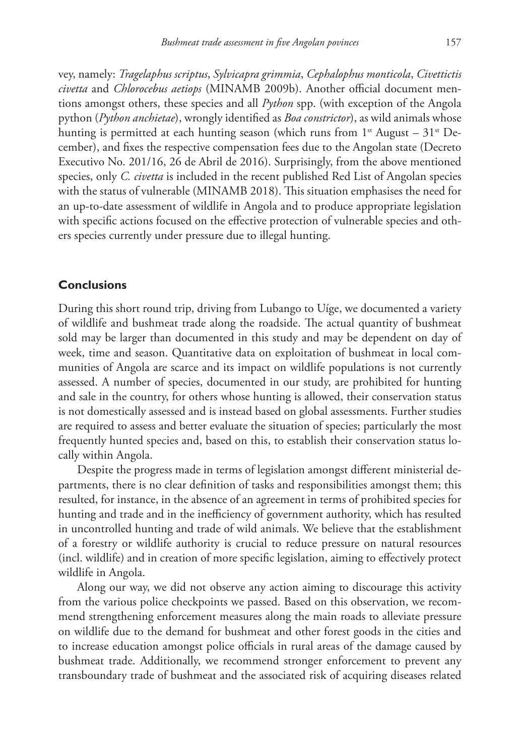vey, namely: *Tragelaphus scriptus*, *Sylvicapra grimmia*, *Cephalophus monticola*, *Civettictis civetta* and *Chlorocebus aetiops* (MINAMB 2009b). Another official document mentions amongst others, these species and all *Python* spp. (with exception of the Angola python (*Python anchietae*), wrongly identified as *Boa constrictor*), as wild animals whose hunting is permitted at each hunting season (which runs from 1st August – 31st December), and fixes the respective compensation fees due to the Angolan state (Decreto Executivo No. 201/16, 26 de Abril de 2016). Surprisingly, from the above mentioned species, only *C. civetta* is included in the recent published Red List of Angolan species with the status of vulnerable (MINAMB 2018). This situation emphasises the need for an up-to-date assessment of wildlife in Angola and to produce appropriate legislation with specific actions focused on the effective protection of vulnerable species and others species currently under pressure due to illegal hunting.

## Conclusions

During this short round trip, driving from Lubango to Uíge, we documented a variety of wildlife and bushmeat trade along the roadside. The actual quantity of bushmeat sold may be larger than documented in this study and may be dependent on day of week, time and season. Quantitative data on exploitation of bushmeat in local communities of Angola are scarce and its impact on wildlife populations is not currently assessed. A number of species, documented in our study, are prohibited for hunting and sale in the country, for others whose hunting is allowed, their conservation status is not domestically assessed and is instead based on global assessments. Further studies are required to assess and better evaluate the situation of species; particularly the most frequently hunted species and, based on this, to establish their conservation status locally within Angola.

Despite the progress made in terms of legislation amongst different ministerial departments, there is no clear definition of tasks and responsibilities amongst them; this resulted, for instance, in the absence of an agreement in terms of prohibited species for hunting and trade and in the inefficiency of government authority, which has resulted in uncontrolled hunting and trade of wild animals. We believe that the establishment of a forestry or wildlife authority is crucial to reduce pressure on natural resources (incl. wildlife) and in creation of more specific legislation, aiming to effectively protect wildlife in Angola.

Along our way, we did not observe any action aiming to discourage this activity from the various police checkpoints we passed. Based on this observation, we recommend strengthening enforcement measures along the main roads to alleviate pressure on wildlife due to the demand for bushmeat and other forest goods in the cities and to increase education amongst police officials in rural areas of the damage caused by bushmeat trade. Additionally, we recommend stronger enforcement to prevent any transboundary trade of bushmeat and the associated risk of acquiring diseases related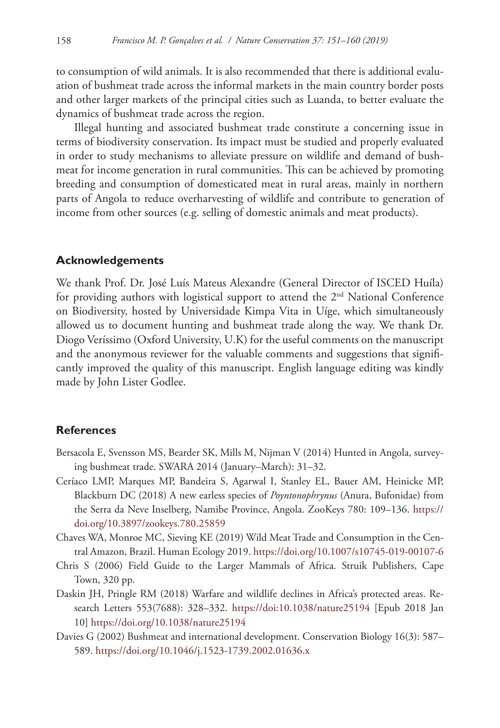to consumption of wild animals. It is also recommended that there is additional evaluation of bushmeat trade across the informal markets in the main country border posts and other larger markets of the principal cities such as Luanda, to better evaluate the dynamics of bushmeat trade across the region.

Illegal hunting and associated bushmeat trade constitute a concerning issue in terms of biodiversity conservation. Its impact must be studied and properly evaluated in order to study mechanisms to alleviate pressure on wildlife and demand of bushmeat for income generation in rural communities. This can be achieved by promoting breeding and consumption of domesticated meat in rural areas, mainly in northern parts of Angola to reduce overharvesting of wildlife and contribute to generation of income from other sources (e.g. selling of domestic animals and meat products).

## Acknowledgements

We thank Prof. Dr. José Luís Mateus Alexandre (General Director of ISCED Huíla) for providing authors with logistical support to attend the 2nd National Conference on Biodiversity, hosted by Universidade Kimpa Vita in Uíge, which simultaneously allowed us to document hunting and bushmeat trade along the way. We thank Dr. Diogo Veríssimo (Oxford University, U.K) for the useful comments on the manuscript and the anonymous reviewer for the valuable comments and suggestions that significantly improved the quality of this manuscript. English language editing was kindly made by John Lister Godlee.

## References

Bersacola E, Svensson MS, Bearder SK, Mills M, Nijman V (2014) Hunted in Angola, surveying bushmeat trade. SWARA 2014 (January–March): 31–32.

Ceríaco LMP, Marques MP, Bandeira S, Agarwal I, Stanley EL, Bauer AM, Heinicke MP, Blackburn DC (2018) A new earless species of *Poyntonophrynus* (Anura, Bufonidae) from the Serra da Neve Inselberg, Namibe Province, Angola. ZooKeys 780: 109–136. https://doi.org/10.3897/zookeys.780.25859

Chaves WA, Monroe MC, Sieving KE (2019) Wild Meat Trade and Consumption in the Central Amazon, Brazil. Human Ecology 2019. https://doi.org/10.1007/s10745-019-00107-6

Chris S (2006) Field Guide to the Larger Mammals of Africa. Struik Publishers, Cape Town, 320 pp.

Daskin JH, Pringle RM (2018) Warfare and wildlife declines in Africa's protected areas. Research Letters 553(7688): 328–332. https://doi:10.1038/nature25194 [Epub 2018 Jan 10] https://doi.org/10.1038/nature25194

Davies G (2002) Bushmeat and international development. Conservation Biology 16(3): 587–589. https://doi.org/10.1046/j.1523-1739.2002.01636.x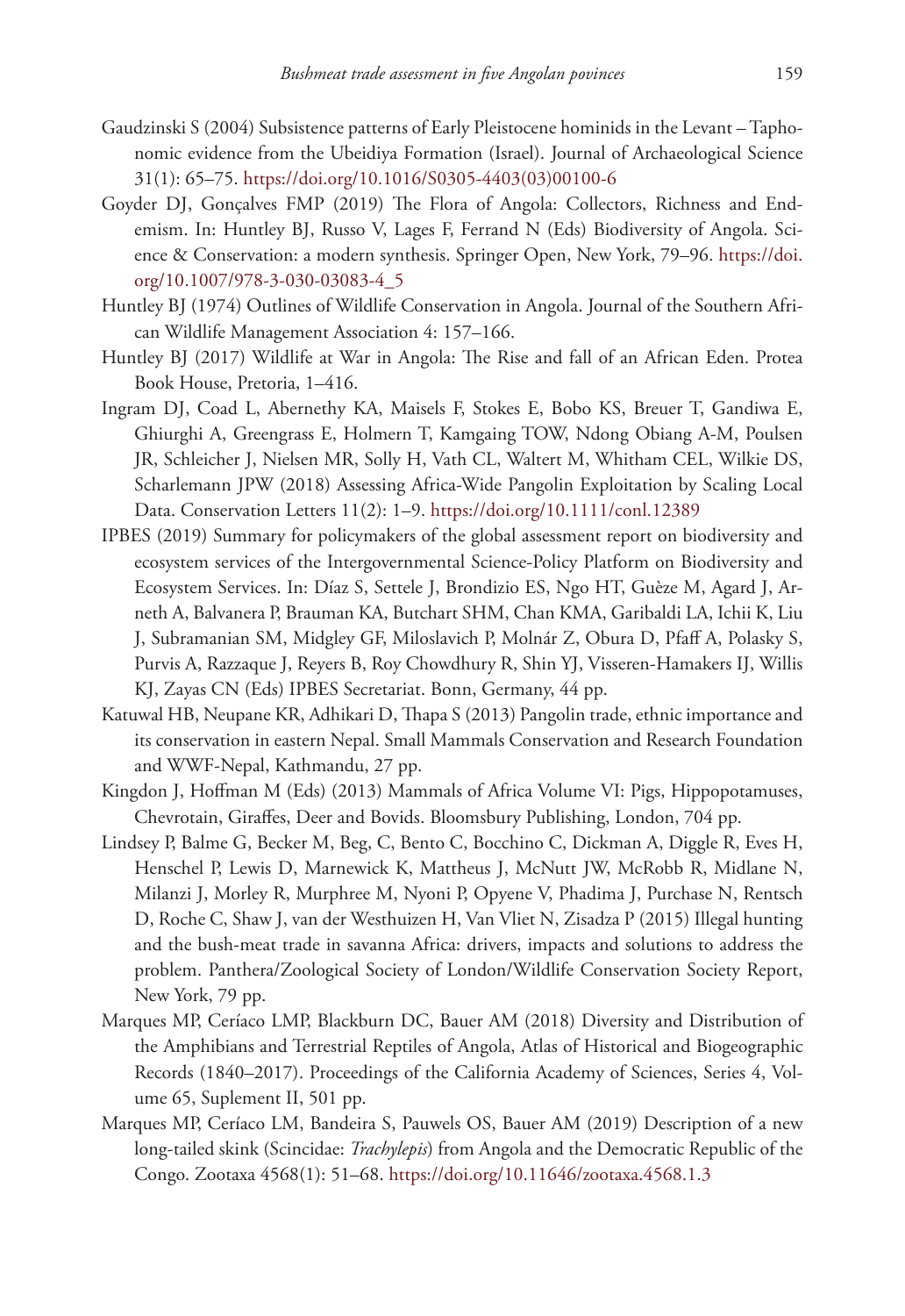Gaudzinski S (2004) Subsistence patterns of Early Pleistocene hominids in the Levant – Taphonomic evidence from the Ubeidiya Formation (Israel). Journal of Archaeological Science 31(1): 65–75. https://doi.org/10.1016/S0305-4403(03)00100-6

Goyder DJ, Gonçalves FMP (2019) The Flora of Angola: Collectors, Richness and Endemism. In: Huntley BJ, Russo V, Lages F, Ferrand N (Eds) Biodiversity of Angola. Science & Conservation: a modern synthesis. Springer Open, New York, 79–96. https://doi.org/10.1007/978-3-030-03083-4_5

Huntley BJ (1974) Outlines of Wildlife Conservation in Angola. Journal of the Southern African Wildlife Management Association 4: 157–166.

Huntley BJ (2017) Wildlife at War in Angola: The Rise and fall of an African Eden. Protea Book House, Pretoria, 1–416.

Ingram DJ, Coad L, Abernethy KA, Maisels F, Stokes E, Bobo KS, Breuer T, Gandiwa E, Ghiurghi A, Greengrass E, Holmern T, Kamgaing TOW, Ndong Obiang A-M, Poulsen JR, Schleicher J, Nielsen MR, Solly H, Vath CL, Waltert M, Whitham CEL, Wilkie DS, Scharlemann JPW (2018) Assessing Africa-Wide Pangolin Exploitation by Scaling Local Data. Conservation Letters 11(2): 1–9. https://doi.org/10.1111/conl.12389

IPBES (2019) Summary for policymakers of the global assessment report on biodiversity and ecosystem services of the Intergovernmental Science-Policy Platform on Biodiversity and Ecosystem Services. In: Díaz S, Settele J, Brondizio ES, Ngo HT, Guèze M, Agard J, Arneth A, Balvanera P, Brauman KA, Butchart SHM, Chan KMA, Garibaldi LA, Ichii K, Liu J, Subramanian SM, Midgley GF, Miloslavich P, Molnár Z, Obura D, Pfaff A, Polasky S, Purvis A, Razzaque J, Reyers B, Roy Chowdhury R, Shin YJ, Visseren-Hamakers IJ, Willis KJ, Zayas CN (Eds) IPBES Secretariat. Bonn, Germany, 44 pp.

Katuwal HB, Neupane KR, Adhikari D, Thapa S (2013) Pangolin trade, ethnic importance and its conservation in eastern Nepal. Small Mammals Conservation and Research Foundation and WWF-Nepal, Kathmandu, 27 pp.

Kingdon J, Hoffman M (Eds) (2013) Mammals of Africa Volume VI: Pigs, Hippopotamuses, Chevrotain, Giraffes, Deer and Bovids. Bloomsbury Publishing, London, 704 pp.

Lindsey P, Balme G, Becker M, Beg, C, Bento C, Bocchino C, Dickman A, Diggle R, Eves H, Henschel P, Lewis D, Marnewick K, Mattheus J, McNutt JW, McRobb R, Midlane N, Milanzi J, Morley R, Murphree M, Nyoni P, Opyene V, Phadima J, Purchase N, Rentsch D, Roche C, Shaw J, van der Westhuizen H, Van Vliet N, Zisadza P (2015) Illegal hunting and the bush-meat trade in savanna Africa: drivers, impacts and solutions to address the problem. Panthera/Zoological Society of London/Wildlife Conservation Society Report, New York, 79 pp.

Marques MP, Ceríaco LMP, Blackburn DC, Bauer AM (2018) Diversity and Distribution of the Amphibians and Terrestrial Reptiles of Angola, Atlas of Historical and Biogeographic Records (1840–2017). Proceedings of the California Academy of Sciences, Series 4, Volume 65, Suplement II, 501 pp.

Marques MP, Ceríaco LM, Bandeira S, Pauwels OS, Bauer AM (2019) Description of a new long-tailed skink (Scincidae: *Trachylepis*) from Angola and the Democratic Republic of the Congo. Zootaxa 4568(1): 51–68. https://doi.org/10.11646/zootaxa.4568.1.3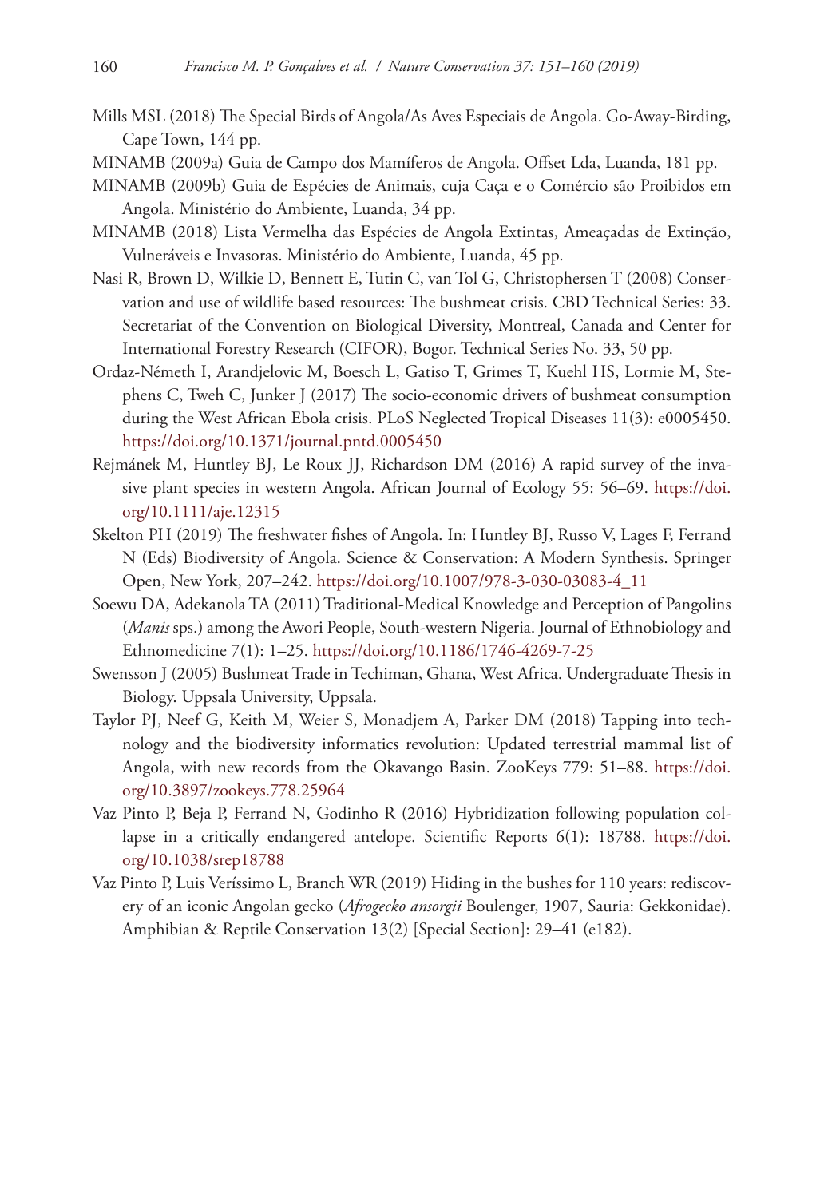Mills MSL (2018) The Special Birds of Angola/As Aves Especiais de Angola. Go-Away-Birding, Cape Town, 144 pp.

MINAMB (2009a) Guia de Campo dos Mamíferos de Angola. Offset Lda, Luanda, 181 pp.

MINAMB (2009b) Guia de Espécies de Animais, cuja Caça e o Comércio são Proibidos em Angola. Ministério do Ambiente, Luanda, 34 pp.

MINAMB (2018) Lista Vermelha das Espécies de Angola Extintas, Ameaçadas de Extinção, Vulneráveis e Invasoras. Ministério do Ambiente, Luanda, 45 pp.

Nasi R, Brown D, Wilkie D, Bennett E, Tutin C, van Tol G, Christophersen T (2008) Conservation and use of wildlife based resources: The bushmeat crisis. CBD Technical Series: 33. Secretariat of the Convention on Biological Diversity, Montreal, Canada and Center for International Forestry Research (CIFOR), Bogor. Technical Series No. 33, 50 pp.

Ordaz-Németh I, Arandjelovic M, Boesch L, Gatiso T, Grimes T, Kuehl HS, Lormie M, Stephens C, Tweh C, Junker J (2017) The socio-economic drivers of bushmeat consumption during the West African Ebola crisis. PLoS Neglected Tropical Diseases 11(3): e0005450. https://doi.org/10.1371/journal.pntd.0005450

Rejmánek M, Huntley BJ, Le Roux JJ, Richardson DM (2016) A rapid survey of the invasive plant species in western Angola. African Journal of Ecology 55: 56–69. https://doi.org/10.1111/aje.12315

Skelton PH (2019) The freshwater fishes of Angola. In: Huntley BJ, Russo V, Lages F, Ferrand N (Eds) Biodiversity of Angola. Science & Conservation: A Modern Synthesis. Springer Open, New York, 207–242. https://doi.org/10.1007/978-3-030-03083-4_11

Soewu DA, Adekanola TA (2011) Traditional-Medical Knowledge and Perception of Pangolins (*Manis* sps.) among the Awori People, South-western Nigeria. Journal of Ethnobiology and Ethnomedicine 7(1): 1–25. https://doi.org/10.1186/1746-4269-7-25

Swensson J (2005) Bushmeat Trade in Techiman, Ghana, West Africa. Undergraduate Thesis in Biology. Uppsala University, Uppsala.

Taylor PJ, Neef G, Keith M, Weier S, Monadjem A, Parker DM (2018) Tapping into technology and the biodiversity informatics revolution: Updated terrestrial mammal list of Angola, with new records from the Okavango Basin. ZooKeys 779: 51–88. https://doi.org/10.3897/zookeys.778.25964

Vaz Pinto P, Beja P, Ferrand N, Godinho R (2016) Hybridization following population collapse in a critically endangered antelope. Scientific Reports 6(1): 18788. https://doi.org/10.1038/srep18788

Vaz Pinto P, Luis Veríssimo L, Branch WR (2019) Hiding in the bushes for 110 years: rediscovery of an iconic Angolan gecko (*Afrogecko ansorgii* Boulenger, 1907, Sauria: Gekkonidae). Amphibian & Reptile Conservation 13(2) [Special Section]: 29–41 (e182).